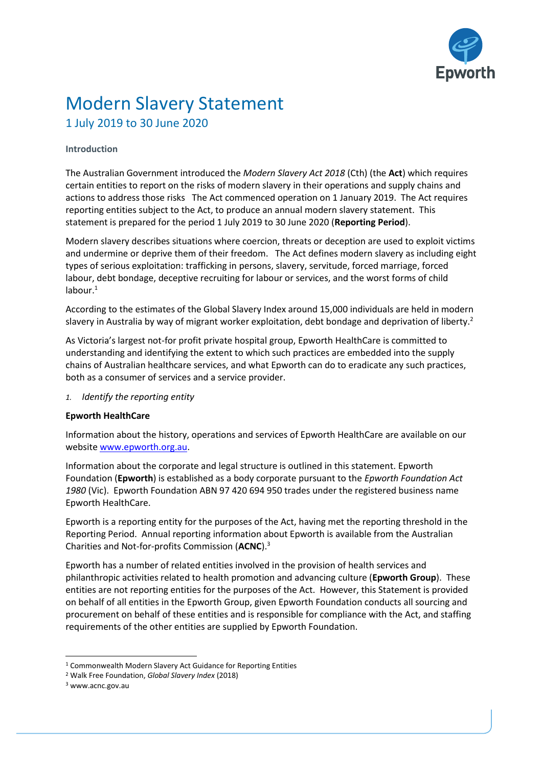# Modern Slavery Statement

## 1 July 2019 to 30 June 2020

**Introduction**

The Australian Government introduced the *Modern Slavery Act 2018* (Cth) (the **Act**) which requires certain entities to report on the risks of modern slavery in their operations and supply chains and actions to address those risks The Act commenced operation on 1 January 2019. The Act requires reporting entities subject to the Act, to produce an annual modern slavery statement. This statement is prepared for the period 1 July 2019 to 30 June 2020 (**Reporting Period**).

Modern slavery describes situations where coercion, threats or deception are used to exploit victims and undermine or deprive them of their freedom. The Act defines modern slavery as including eight types of serious exploitation: trafficking in persons, slavery, servitude, forced marriage, forced labour, debt bondage, deceptive recruiting for labour or services, and the worst forms of child labour.[1]

According to the estimates of the Global Slavery Index around 15,000 individuals are held in modern slavery in Australia by way of migrant worker exploitation, debt bondage and deprivation of liberty.[2]

As Victoria's largest not-for profit private hospital group, Epworth HealthCare is committed to understanding and identifying the extent to which such practices are embedded into the supply chains of Australian healthcare services, and what Epworth can do to eradicate any such practices, both as a consumer of services and a service provider.

1. *Identify the reporting entity*

**Epworth HealthCare**

Information about the history, operations and services of Epworth HealthCare are available on our website www.epworth.org.au.

Information about the corporate and legal structure is outlined in this statement. Epworth Foundation (**Epworth**) is established as a body corporate pursuant to the *Epworth Foundation Act 1980* (Vic). Epworth Foundation ABN 97 420 694 950 trades under the registered business name Epworth HealthCare.

Epworth is a reporting entity for the purposes of the Act, having met the reporting threshold in the Reporting Period. Annual reporting information about Epworth is available from the Australian Charities and Not-for-profits Commission (**ACNC**).[3]

Epworth has a number of related entities involved in the provision of health services and philanthropic activities related to health promotion and advancing culture (**Epworth Group**). These entities are not reporting entities for the purposes of the Act. However, this Statement is provided on behalf of all entities in the Epworth Group, given Epworth Foundation conducts all sourcing and procurement on behalf of these entities and is responsible for compliance with the Act, and staffing requirements of the other entities are supplied by Epworth Foundation.

---

[1] Commonwealth Modern Slavery Act Guidance for Reporting Entities

[2] Walk Free Foundation, *Global Slavery Index* (2018)

[3] www.acnc.gov.au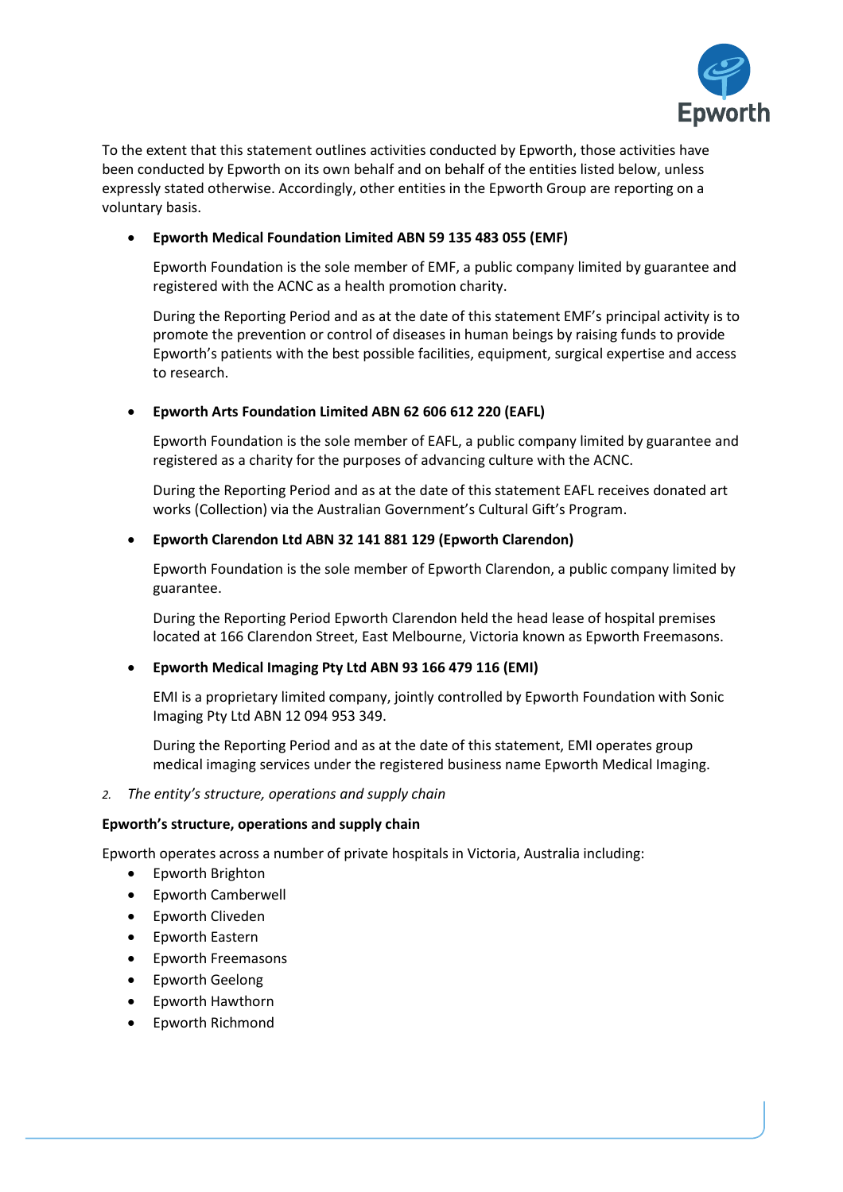To the extent that this statement outlines activities conducted by Epworth, those activities have been conducted by Epworth on its own behalf and on behalf of the entities listed below, unless expressly stated otherwise. Accordingly, other entities in the Epworth Group are reporting on a voluntary basis.

- **Epworth Medical Foundation Limited ABN 59 135 483 055 (EMF)**

  Epworth Foundation is the sole member of EMF, a public company limited by guarantee and registered with the ACNC as a health promotion charity.

  During the Reporting Period and as at the date of this statement EMF's principal activity is to promote the prevention or control of diseases in human beings by raising funds to provide Epworth's patients with the best possible facilities, equipment, surgical expertise and access to research.

- **Epworth Arts Foundation Limited ABN 62 606 612 220 (EAFL)**

  Epworth Foundation is the sole member of EAFL, a public company limited by guarantee and registered as a charity for the purposes of advancing culture with the ACNC.

  During the Reporting Period and as at the date of this statement EAFL receives donated art works (Collection) via the Australian Government's Cultural Gift's Program.

- **Epworth Clarendon Ltd ABN 32 141 881 129 (Epworth Clarendon)**

  Epworth Foundation is the sole member of Epworth Clarendon, a public company limited by guarantee.

  During the Reporting Period Epworth Clarendon held the head lease of hospital premises located at 166 Clarendon Street, East Melbourne, Victoria known as Epworth Freemasons.

- **Epworth Medical Imaging Pty Ltd ABN 93 166 479 116 (EMI)**

  EMI is a proprietary limited company, jointly controlled by Epworth Foundation with Sonic Imaging Pty Ltd ABN 12 094 953 349.

  During the Reporting Period and as at the date of this statement, EMI operates group medical imaging services under the registered business name Epworth Medical Imaging.

*2. The entity's structure, operations and supply chain*

**Epworth's structure, operations and supply chain**

Epworth operates across a number of private hospitals in Victoria, Australia including:

- Epworth Brighton
- Epworth Camberwell
- Epworth Cliveden
- Epworth Eastern
- Epworth Freemasons
- Epworth Geelong
- Epworth Hawthorn
- Epworth Richmond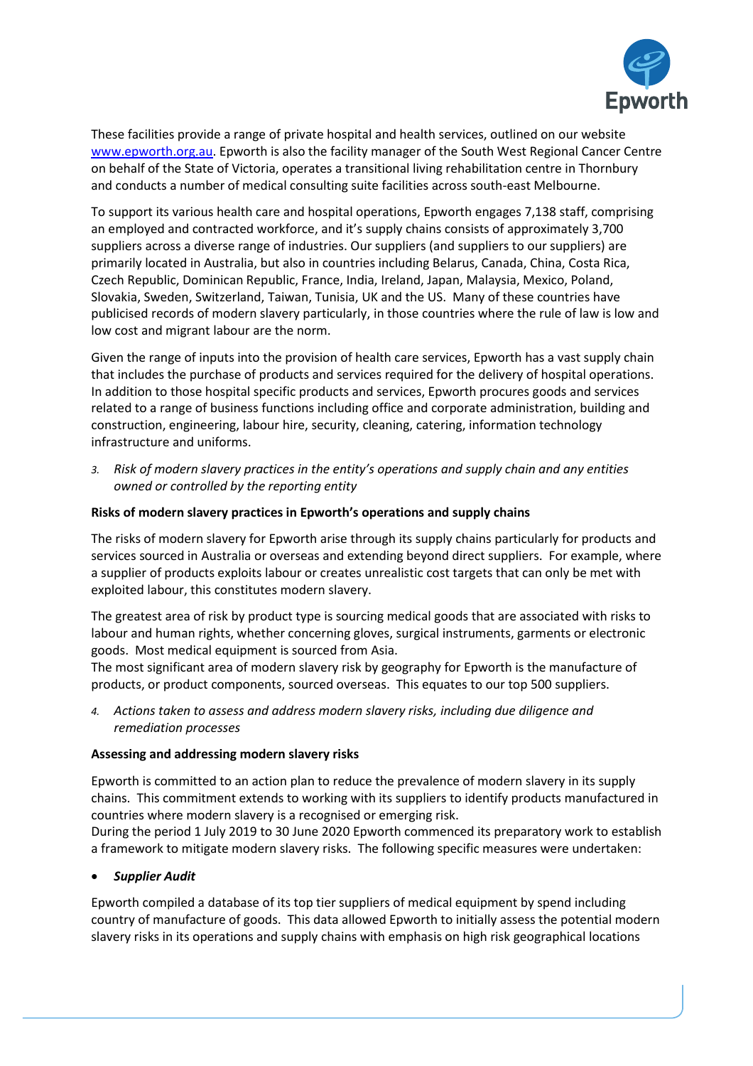These facilities provide a range of private hospital and health services, outlined on our website [www.epworth.org.au](http://www.epworth.org.au). Epworth is also the facility manager of the South West Regional Cancer Centre on behalf of the State of Victoria, operates a transitional living rehabilitation centre in Thornbury and conducts a number of medical consulting suite facilities across south-east Melbourne.

To support its various health care and hospital operations, Epworth engages 7,138 staff, comprising an employed and contracted workforce, and it's supply chains consists of approximately 3,700 suppliers across a diverse range of industries. Our suppliers (and suppliers to our suppliers) are primarily located in Australia, but also in countries including Belarus, Canada, China, Costa Rica, Czech Republic, Dominican Republic, France, India, Ireland, Japan, Malaysia, Mexico, Poland, Slovakia, Sweden, Switzerland, Taiwan, Tunisia, UK and the US. Many of these countries have publicised records of modern slavery particularly, in those countries where the rule of law is low and low cost and migrant labour are the norm.

Given the range of inputs into the provision of health care services, Epworth has a vast supply chain that includes the purchase of products and services required for the delivery of hospital operations. In addition to those hospital specific products and services, Epworth procures goods and services related to a range of business functions including office and corporate administration, building and construction, engineering, labour hire, security, cleaning, catering, information technology infrastructure and uniforms.

3. *Risk of modern slavery practices in the entity's operations and supply chain and any entities owned or controlled by the reporting entity*

**Risks of modern slavery practices in Epworth's operations and supply chains**

The risks of modern slavery for Epworth arise through its supply chains particularly for products and services sourced in Australia or overseas and extending beyond direct suppliers. For example, where a supplier of products exploits labour or creates unrealistic cost targets that can only be met with exploited labour, this constitutes modern slavery.

The greatest area of risk by product type is sourcing medical goods that are associated with risks to labour and human rights, whether concerning gloves, surgical instruments, garments or electronic goods. Most medical equipment is sourced from Asia.
The most significant area of modern slavery risk by geography for Epworth is the manufacture of products, or product components, sourced overseas. This equates to our top 500 suppliers.

4. *Actions taken to assess and address modern slavery risks, including due diligence and remediation processes*

**Assessing and addressing modern slavery risks**

Epworth is committed to an action plan to reduce the prevalence of modern slavery in its supply chains. This commitment extends to working with its suppliers to identify products manufactured in countries where modern slavery is a recognised or emerging risk.
During the period 1 July 2019 to 30 June 2020 Epworth commenced its preparatory work to establish a framework to mitigate modern slavery risks. The following specific measures were undertaken:

- ***Supplier Audit***

Epworth compiled a database of its top tier suppliers of medical equipment by spend including country of manufacture of goods. This data allowed Epworth to initially assess the potential modern slavery risks in its operations and supply chains with emphasis on high risk geographical locations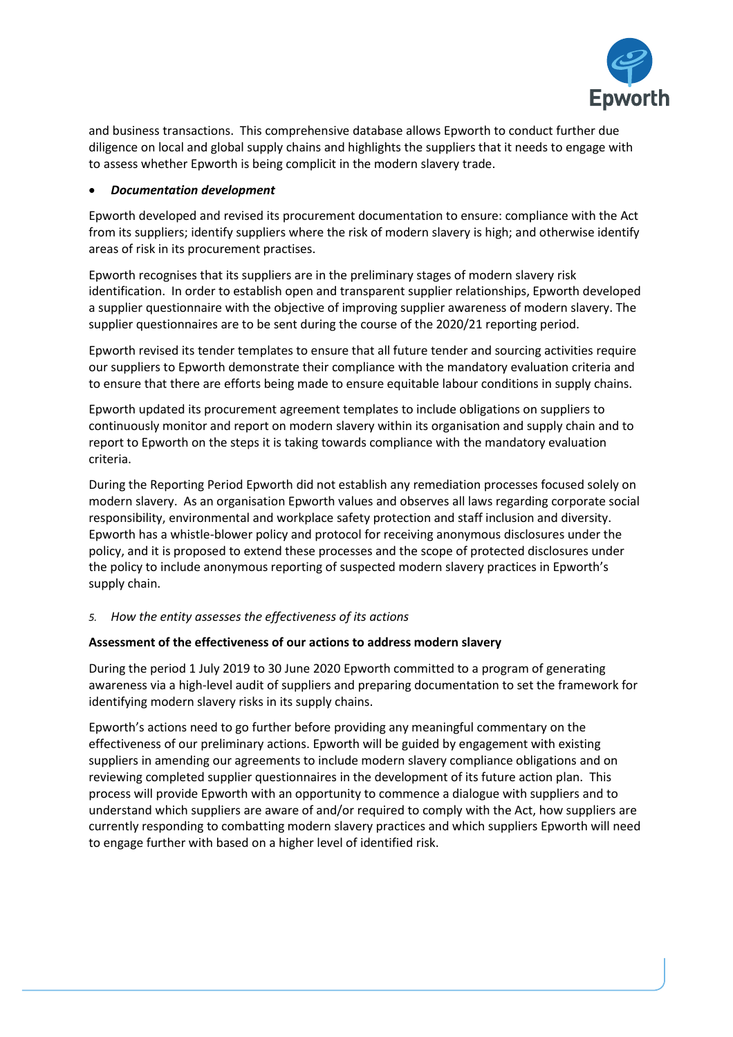and business transactions. This comprehensive database allows Epworth to conduct further due diligence on local and global supply chains and highlights the suppliers that it needs to engage with to assess whether Epworth is being complicit in the modern slavery trade.

- ***Documentation development***

Epworth developed and revised its procurement documentation to ensure: compliance with the Act from its suppliers; identify suppliers where the risk of modern slavery is high; and otherwise identify areas of risk in its procurement practises.

Epworth recognises that its suppliers are in the preliminary stages of modern slavery risk identification. In order to establish open and transparent supplier relationships, Epworth developed a supplier questionnaire with the objective of improving supplier awareness of modern slavery. The supplier questionnaires are to be sent during the course of the 2020/21 reporting period.

Epworth revised its tender templates to ensure that all future tender and sourcing activities require our suppliers to Epworth demonstrate their compliance with the mandatory evaluation criteria and to ensure that there are efforts being made to ensure equitable labour conditions in supply chains.

Epworth updated its procurement agreement templates to include obligations on suppliers to continuously monitor and report on modern slavery within its organisation and supply chain and to report to Epworth on the steps it is taking towards compliance with the mandatory evaluation criteria.

During the Reporting Period Epworth did not establish any remediation processes focused solely on modern slavery. As an organisation Epworth values and observes all laws regarding corporate social responsibility, environmental and workplace safety protection and staff inclusion and diversity. Epworth has a whistle-blower policy and protocol for receiving anonymous disclosures under the policy, and it is proposed to extend these processes and the scope of protected disclosures under the policy to include anonymous reporting of suspected modern slavery practices in Epworth's supply chain.

*5. How the entity assesses the effectiveness of its actions*

**Assessment of the effectiveness of our actions to address modern slavery**

During the period 1 July 2019 to 30 June 2020 Epworth committed to a program of generating awareness via a high-level audit of suppliers and preparing documentation to set the framework for identifying modern slavery risks in its supply chains.

Epworth's actions need to go further before providing any meaningful commentary on the effectiveness of our preliminary actions. Epworth will be guided by engagement with existing suppliers in amending our agreements to include modern slavery compliance obligations and on reviewing completed supplier questionnaires in the development of its future action plan. This process will provide Epworth with an opportunity to commence a dialogue with suppliers and to understand which suppliers are aware of and/or required to comply with the Act, how suppliers are currently responding to combatting modern slavery practices and which suppliers Epworth will need to engage further with based on a higher level of identified risk.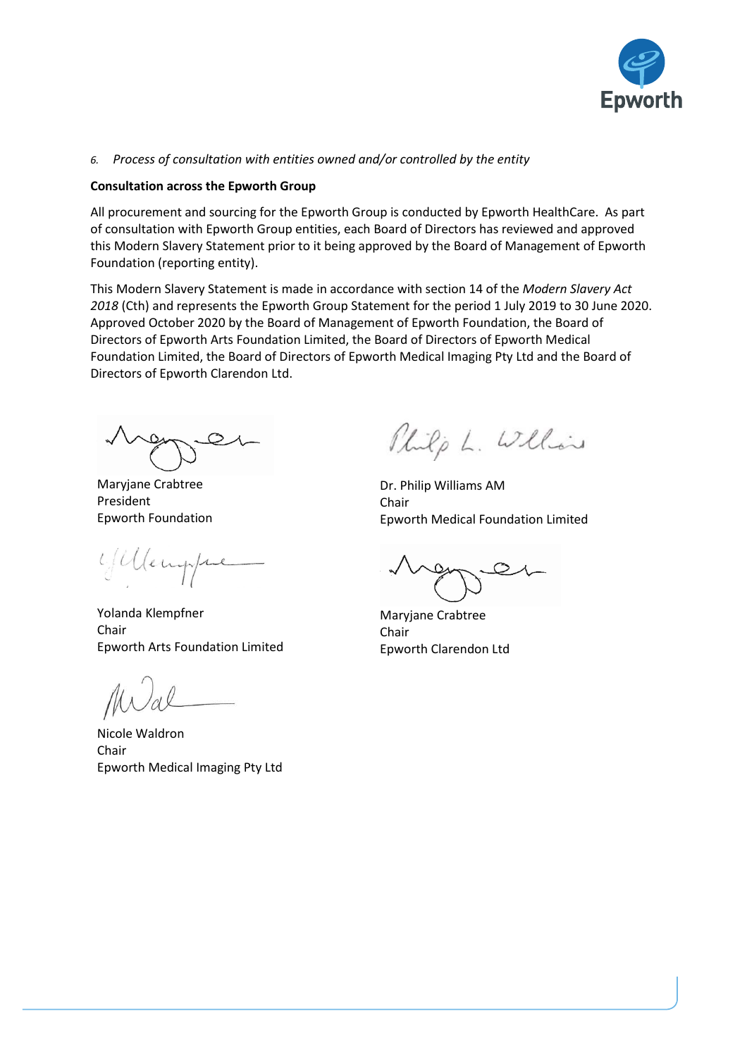*6. Process of consultation with entities owned and/or controlled by the entity*

**Consultation across the Epworth Group**

All procurement and sourcing for the Epworth Group is conducted by Epworth HealthCare. As part of consultation with Epworth Group entities, each Board of Directors has reviewed and approved this Modern Slavery Statement prior to it being approved by the Board of Management of Epworth Foundation (reporting entity).

This Modern Slavery Statement is made in accordance with section 14 of the *Modern Slavery Act 2018* (Cth) and represents the Epworth Group Statement for the period 1 July 2019 to 30 June 2020. Approved October 2020 by the Board of Management of Epworth Foundation, the Board of Directors of Epworth Arts Foundation Limited, the Board of Directors of Epworth Medical Foundation Limited, the Board of Directors of Epworth Medical Imaging Pty Ltd and the Board of Directors of Epworth Clarendon Ltd.

Maryjane Crabtree
President
Epworth Foundation

Yolanda Klempfner
Chair
Epworth Arts Foundation Limited

Nicole Waldron
Chair
Epworth Medical Imaging Pty Ltd

Dr. Philip Williams AM
Chair
Epworth Medical Foundation Limited

Maryjane Crabtree
Chair
Epworth Clarendon Ltd